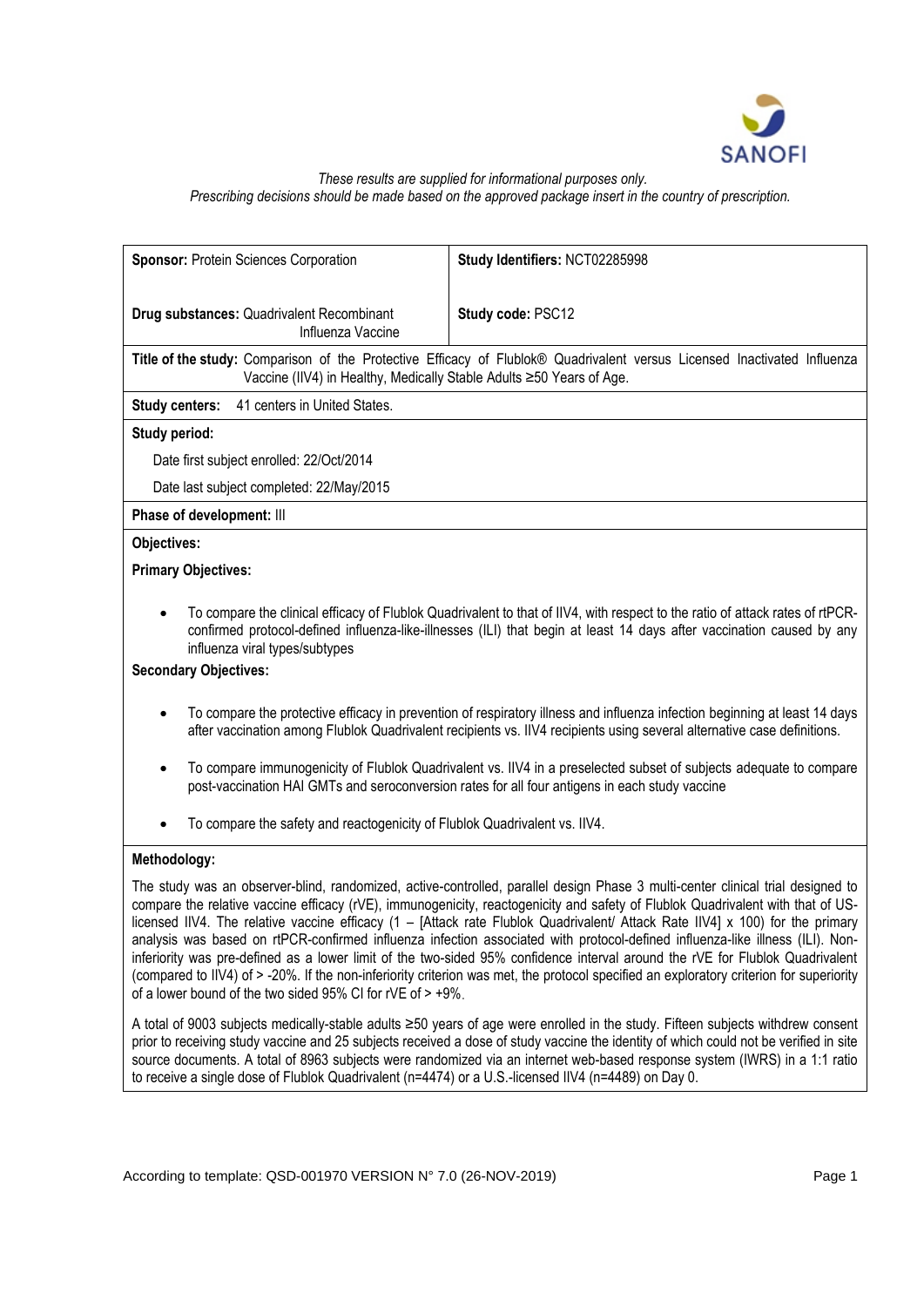*These results are supplied for informational purposes only.*
*Prescribing decisions should be made based on the approved package insert in the country of prescription.*

| **Sponsor:** Protein Sciences Corporation | **Study Identifiers:** NCT02285998 |
|---|---|
| **Drug substances:** Quadrivalent Recombinant Influenza Vaccine | **Study code:** PSC12 |

**Title of the study:** Comparison of the Protective Efficacy of Flublok® Quadrivalent versus Licensed Inactivated Influenza Vaccine (IIV4) in Healthy, Medically Stable Adults ≥50 Years of Age.

**Study centers:** 41 centers in United States.

**Study period:**

Date first subject enrolled: 22/Oct/2014

Date last subject completed: 22/May/2015

**Phase of development:** III

**Objectives:**

**Primary Objectives:**

- To compare the clinical efficacy of Flublok Quadrivalent to that of IIV4, with respect to the ratio of attack rates of rtPCR-confirmed protocol-defined influenza-like-illnesses (ILI) that begin at least 14 days after vaccination caused by any influenza viral types/subtypes

**Secondary Objectives:**

- To compare the protective efficacy in prevention of respiratory illness and influenza infection beginning at least 14 days after vaccination among Flublok Quadrivalent recipients vs. IIV4 recipients using several alternative case definitions.
- To compare immunogenicity of Flublok Quadrivalent vs. IIV4 in a preselected subset of subjects adequate to compare post-vaccination HAI GMTs and seroconversion rates for all four antigens in each study vaccine
- To compare the safety and reactogenicity of Flublok Quadrivalent vs. IIV4.

**Methodology:**

The study was an observer-blind, randomized, active-controlled, parallel design Phase 3 multi-center clinical trial designed to compare the relative vaccine efficacy (rVE), immunogenicity, reactogenicity and safety of Flublok Quadrivalent with that of US-licensed IIV4. The relative vaccine efficacy (1 – [Attack rate Flublok Quadrivalent/ Attack Rate IIV4] x 100) for the primary analysis was based on rtPCR-confirmed influenza infection associated with protocol-defined influenza-like illness (ILI). Non-inferiority was pre-defined as a lower limit of the two-sided 95% confidence interval around the rVE for Flublok Quadrivalent (compared to IIV4) of > -20%. If the non-inferiority criterion was met, the protocol specified an exploratory criterion for superiority of a lower bound of the two sided 95% CI for rVE of > +9%.

A total of 9003 subjects medically-stable adults ≥50 years of age were enrolled in the study. Fifteen subjects withdrew consent prior to receiving study vaccine and 25 subjects received a dose of study vaccine the identity of which could not be verified in site source documents. A total of 8963 subjects were randomized via an internet web-based response system (IWRS) in a 1:1 ratio to receive a single dose of Flublok Quadrivalent (n=4474) or a U.S.-licensed IIV4 (n=4489) on Day 0.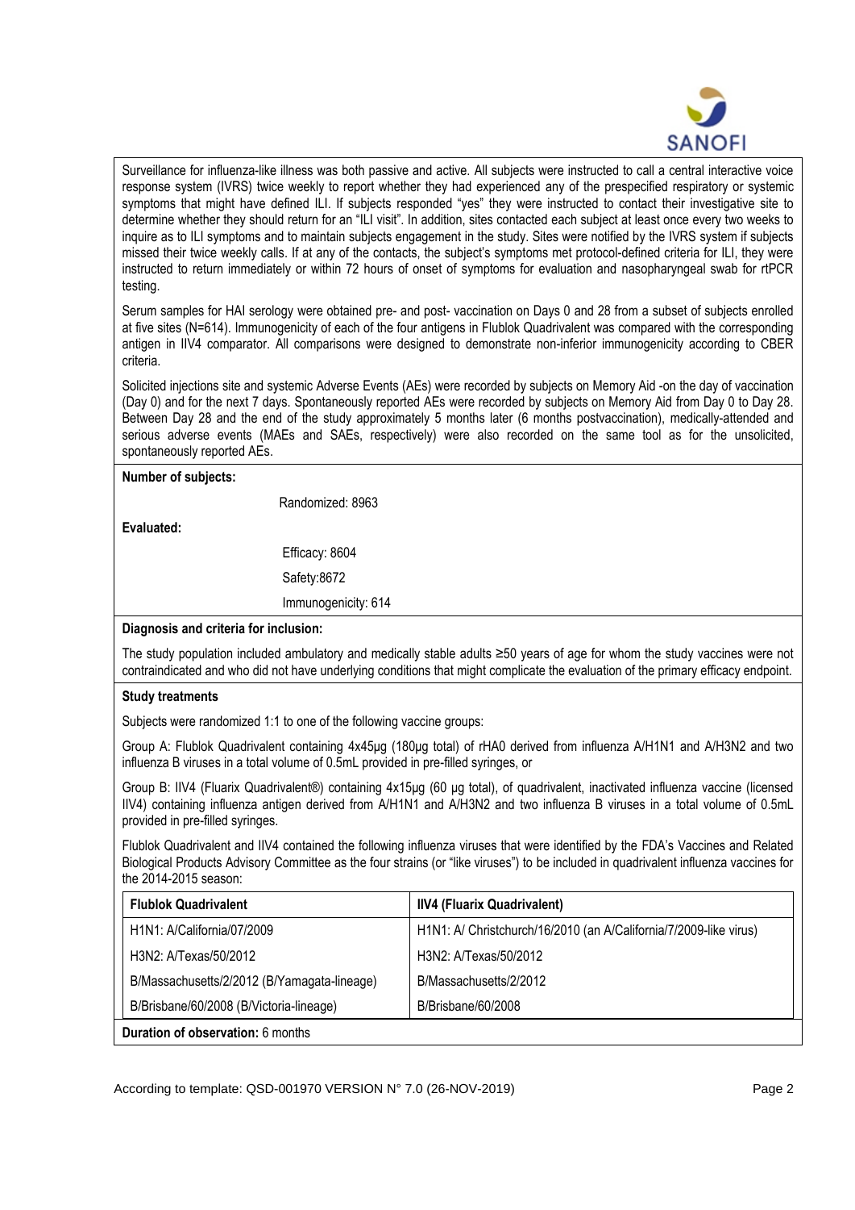Surveillance for influenza-like illness was both passive and active. All subjects were instructed to call a central interactive voice response system (IVRS) twice weekly to report whether they had experienced any of the prespecified respiratory or systemic symptoms that might have defined ILI. If subjects responded "yes" they were instructed to contact their investigative site to determine whether they should return for an "ILI visit". In addition, sites contacted each subject at least once every two weeks to inquire as to ILI symptoms and to maintain subjects engagement in the study. Sites were notified by the IVRS system if subjects missed their twice weekly calls. If at any of the contacts, the subject's symptoms met protocol-defined criteria for ILI, they were instructed to return immediately or within 72 hours of onset of symptoms for evaluation and nasopharyngeal swab for rtPCR testing.

Serum samples for HAI serology were obtained pre- and post- vaccination on Days 0 and 28 from a subset of subjects enrolled at five sites (N=614). Immunogenicity of each of the four antigens in Flublok Quadrivalent was compared with the corresponding antigen in IIV4 comparator. All comparisons were designed to demonstrate non-inferior immunogenicity according to CBER criteria.

Solicited injections site and systemic Adverse Events (AEs) were recorded by subjects on Memory Aid -on the day of vaccination (Day 0) and for the next 7 days. Spontaneously reported AEs were recorded by subjects on Memory Aid from Day 0 to Day 28. Between Day 28 and the end of the study approximately 5 months later (6 months postvaccination), medically-attended and serious adverse events (MAEs and SAEs, respectively) were also recorded on the same tool as for the unsolicited, spontaneously reported AEs.

**Number of subjects:**

Randomized: 8963

**Evaluated:**

Efficacy: 8604

Safety:8672

Immunogenicity: 614

**Diagnosis and criteria for inclusion:**

The study population included ambulatory and medically stable adults ≥50 years of age for whom the study vaccines were not contraindicated and who did not have underlying conditions that might complicate the evaluation of the primary efficacy endpoint.

**Study treatments**

Subjects were randomized 1:1 to one of the following vaccine groups:

Group A: Flublok Quadrivalent containing 4x45µg (180µg total) of rHA0 derived from influenza A/H1N1 and A/H3N2 and two influenza B viruses in a total volume of 0.5mL provided in pre-filled syringes, or

Group B: IIV4 (Fluarix Quadrivalent®) containing 4x15µg (60 µg total), of quadrivalent, inactivated influenza vaccine (licensed IIV4) containing influenza antigen derived from A/H1N1 and A/H3N2 and two influenza B viruses in a total volume of 0.5mL provided in pre-filled syringes.

Flublok Quadrivalent and IIV4 contained the following influenza viruses that were identified by the FDA's Vaccines and Related Biological Products Advisory Committee as the four strains (or "like viruses") to be included in quadrivalent influenza vaccines for the 2014-2015 season:

| Flublok Quadrivalent | IIV4 (Fluarix Quadrivalent) |
|---|---|
| H1N1: A/California/07/2009 | H1N1: A/ Christchurch/16/2010 (an A/California/7/2009-like virus) |
| H3N2: A/Texas/50/2012 | H3N2: A/Texas/50/2012 |
| B/Massachusetts/2/2012 (B/Yamagata-lineage) | B/Massachusetts/2/2012 |
| B/Brisbane/60/2008 (B/Victoria-lineage) | B/Brisbane/60/2008 |

**Duration of observation:** 6 months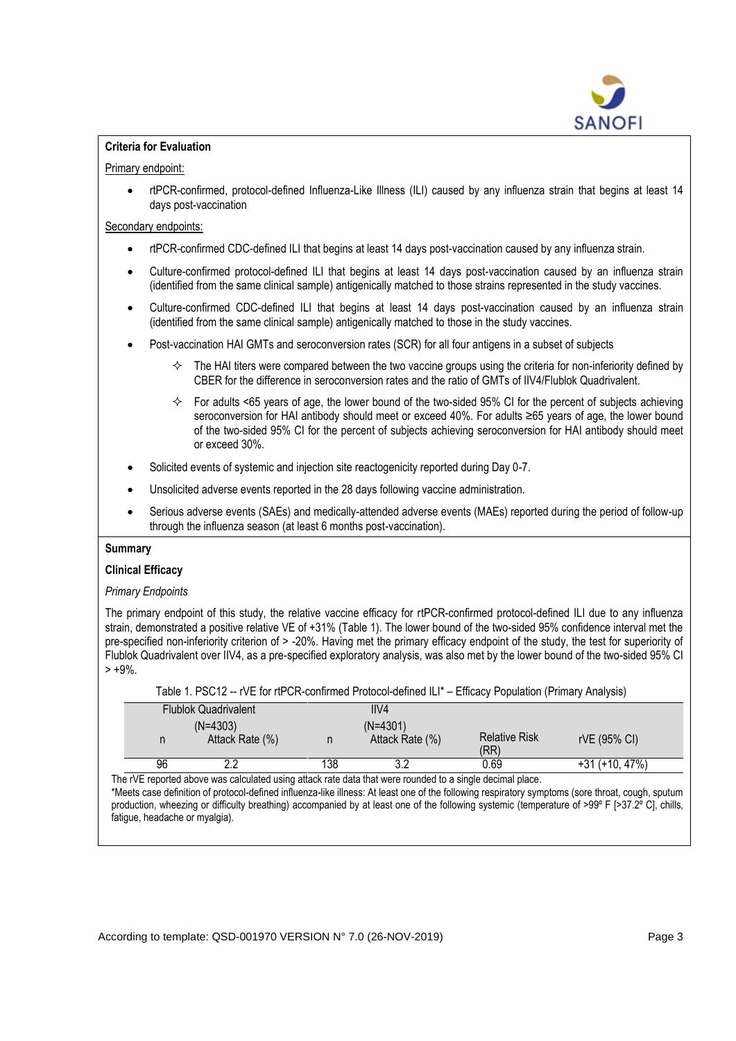**Criteria for Evaluation**

Primary endpoint:

- rtPCR-confirmed, protocol-defined Influenza-Like Illness (ILI) caused by any influenza strain that begins at least 14 days post-vaccination

Secondary endpoints:

- rtPCR-confirmed CDC-defined ILI that begins at least 14 days post-vaccination caused by any influenza strain.
- Culture-confirmed protocol-defined ILI that begins at least 14 days post-vaccination caused by an influenza strain (identified from the same clinical sample) antigenically matched to those strains represented in the study vaccines.
- Culture-confirmed CDC-defined ILI that begins at least 14 days post-vaccination caused by an influenza strain (identified from the same clinical sample) antigenically matched to those in the study vaccines.
- Post-vaccination HAI GMTs and seroconversion rates (SCR) for all four antigens in a subset of subjects
  - ✧ The HAI titers were compared between the two vaccine groups using the criteria for non-inferiority defined by CBER for the difference in seroconversion rates and the ratio of GMTs of IIV4/Flublok Quadrivalent.
  - ✧ For adults <65 years of age, the lower bound of the two-sided 95% CI for the percent of subjects achieving seroconversion for HAI antibody should meet or exceed 40%. For adults ≥65 years of age, the lower bound of the two-sided 95% CI for the percent of subjects achieving seroconversion for HAI antibody should meet or exceed 30%.
- Solicited events of systemic and injection site reactogenicity reported during Day 0-7.
- Unsolicited adverse events reported in the 28 days following vaccine administration.
- Serious adverse events (SAEs) and medically-attended adverse events (MAEs) reported during the period of follow-up through the influenza season (at least 6 months post-vaccination).

**Summary**

**Clinical Efficacy**

*Primary Endpoints*

The primary endpoint of this study, the relative vaccine efficacy for rtPCR-confirmed protocol-defined ILI due to any influenza strain, demonstrated a positive relative VE of +31% (Table 1). The lower bound of the two-sided 95% confidence interval met the pre-specified non-inferiority criterion of > -20%. Having met the primary efficacy endpoint of the study, the test for superiority of Flublok Quadrivalent over IIV4, as a pre-specified exploratory analysis, was also met by the lower bound of the two-sided 95% CI > +9%.

Table 1. PSC12 -- rVE for rtPCR-confirmed Protocol-defined ILI* – Efficacy Population (Primary Analysis)

| Flublok Quadrivalent (N=4303) | | IIV4 (N=4301) | | | |
|---|---|---|---|---|---|
| n | Attack Rate (%) | n | Attack Rate (%) | Relative Risk (RR) | rVE (95% CI) |
| 96 | 2.2 | 138 | 3.2 | 0.69 | +31 (+10, 47%) |

The rVE reported above was calculated using attack rate data that were rounded to a single decimal place.

*Meets case definition of protocol-defined influenza-like illness: At least one of the following respiratory symptoms (sore throat, cough, sputum production, wheezing or difficulty breathing) accompanied by at least one of the following systemic (temperature of >99º F [>37.2º C], chills, fatigue, headache or myalgia).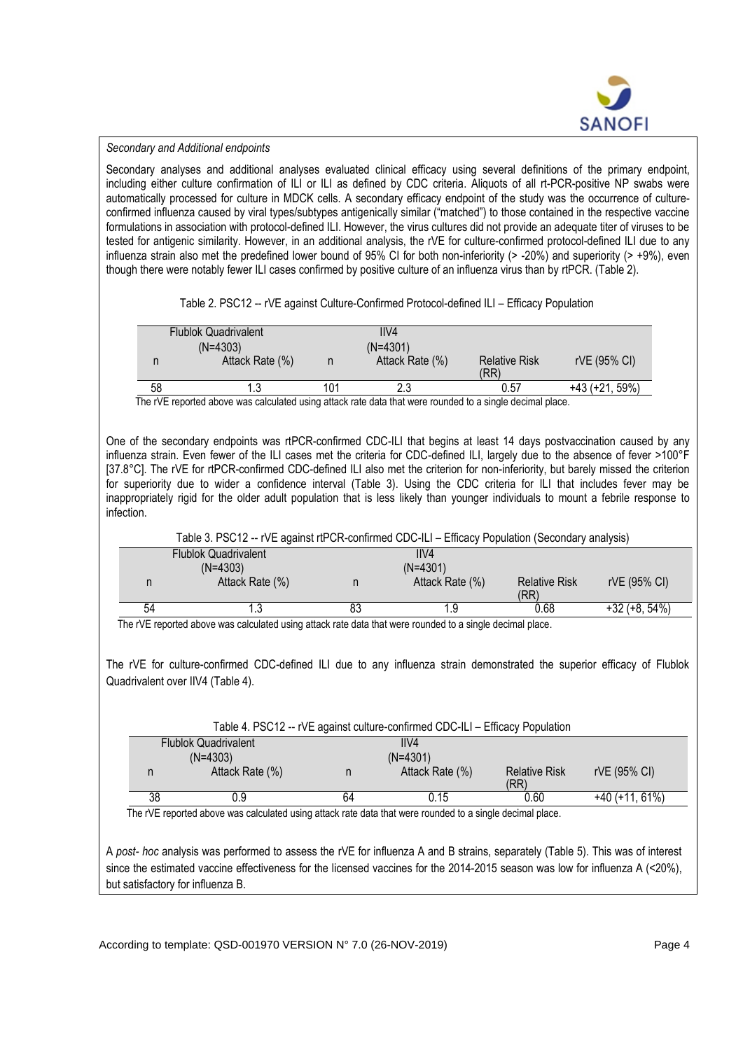*Secondary and Additional endpoints*

Secondary analyses and additional analyses evaluated clinical efficacy using several definitions of the primary endpoint, including either culture confirmation of ILI or ILI as defined by CDC criteria. Aliquots of all rt-PCR-positive NP swabs were automatically processed for culture in MDCK cells. A secondary efficacy endpoint of the study was the occurrence of culture-confirmed influenza caused by viral types/subtypes antigenically similar ("matched") to those contained in the respective vaccine formulations in association with protocol-defined ILI. However, the virus cultures did not provide an adequate titer of viruses to be tested for antigenic similarity. However, in an additional analysis, the rVE for culture-confirmed protocol-defined ILI due to any influenza strain also met the predefined lower bound of 95% CI for both non-inferiority (> -20%) and superiority (> +9%), even though there were notably fewer ILI cases confirmed by positive culture of an influenza virus than by rtPCR. (Table 2).

Table 2. PSC12 -- rVE against Culture-Confirmed Protocol-defined ILI – Efficacy Population

| Flublok Quadrivalent (N=4303) | | IIV4 (N=4301) | | | |
|---|---|---|---|---|---|
| n | Attack Rate (%) | n | Attack Rate (%) | Relative Risk (RR) | rVE (95% CI) |
| 58 | 1.3 | 101 | 2.3 | 0.57 | +43 (+21, 59%) |

The rVE reported above was calculated using attack rate data that were rounded to a single decimal place.

One of the secondary endpoints was rtPCR-confirmed CDC-ILI that begins at least 14 days postvaccination caused by any influenza strain. Even fewer of the ILI cases met the criteria for CDC-defined ILI, largely due to the absence of fever >100°F [37.8°C]. The rVE for rtPCR-confirmed CDC-defined ILI also met the criterion for non-inferiority, but barely missed the criterion for superiority due to wider a confidence interval (Table 3). Using the CDC criteria for ILI that includes fever may be inappropriately rigid for the older adult population that is less likely than younger individuals to mount a febrile response to infection.

Table 3. PSC12 -- rVE against rtPCR-confirmed CDC-ILI – Efficacy Population (Secondary analysis)

| Flublok Quadrivalent (N=4303) | | IIV4 (N=4301) | | | |
|---|---|---|---|---|---|
| n | Attack Rate (%) | n | Attack Rate (%) | Relative Risk (RR) | rVE (95% CI) |
| 54 | 1.3 | 83 | 1.9 | 0.68 | +32 (+8, 54%) |

The rVE reported above was calculated using attack rate data that were rounded to a single decimal place.

The rVE for culture-confirmed CDC-defined ILI due to any influenza strain demonstrated the superior efficacy of Flublok Quadrivalent over IIV4 (Table 4).

Table 4. PSC12 -- rVE against culture-confirmed CDC-ILI – Efficacy Population

| Flublok Quadrivalent (N=4303) | | IIV4 (N=4301) | | | |
|---|---|---|---|---|---|
| n | Attack Rate (%) | n | Attack Rate (%) | Relative Risk (RR) | rVE (95% CI) |
| 38 | 0.9 | 64 | 0.15 | 0.60 | +40 (+11, 61%) |

The rVE reported above was calculated using attack rate data that were rounded to a single decimal place.

A *post- hoc* analysis was performed to assess the rVE for influenza A and B strains, separately (Table 5). This was of interest since the estimated vaccine effectiveness for the licensed vaccines for the 2014-2015 season was low for influenza A (<20%), but satisfactory for influenza B.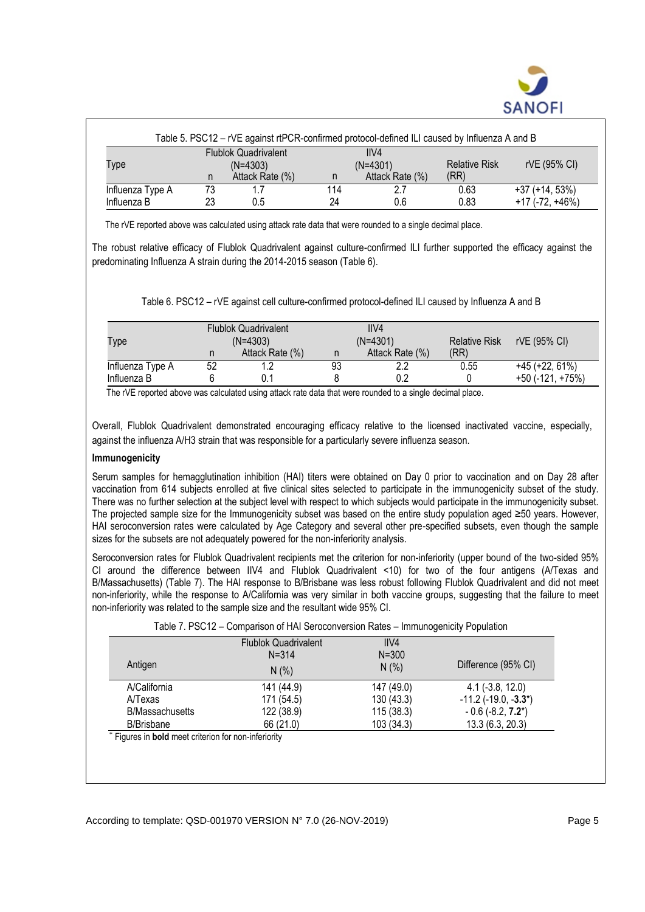Table 5. PSC12 – rVE against rtPCR-confirmed protocol-defined ILI caused by Influenza A and B

| Type | Flublok Quadrivalent (N=4303) | | IIV4 (N=4301) | | Relative Risk (RR) | rVE (95% CI) |
|---|---|---|---|---|---|---|
| | n | Attack Rate (%) | n | Attack Rate (%) | | |
| Influenza Type A | 73 | 1.7 | 114 | 2.7 | 0.63 | +37 (+14, 53%) |
| Influenza B | 23 | 0.5 | 24 | 0.6 | 0.83 | +17 (-72, +46%) |

The rVE reported above was calculated using attack rate data that were rounded to a single decimal place.

The robust relative efficacy of Flublok Quadrivalent against culture-confirmed ILI further supported the efficacy against the predominating Influenza A strain during the 2014-2015 season (Table 6).

Table 6. PSC12 – rVE against cell culture-confirmed protocol-defined ILI caused by Influenza A and B

| Type | Flublok Quadrivalent (N=4303) | | IIV4 (N=4301) | | Relative Risk (RR) | rVE (95% CI) |
|---|---|---|---|---|---|---|
| | n | Attack Rate (%) | n | Attack Rate (%) | | |
| Influenza Type A | 52 | 1.2 | 93 | 2.2 | 0.55 | +45 (+22, 61%) |
| Influenza B | 6 | 0.1 | 8 | 0.2 | 0 | +50 (-121, +75%) |

The rVE reported above was calculated using attack rate data that were rounded to a single decimal place.

Overall, Flublok Quadrivalent demonstrated encouraging efficacy relative to the licensed inactivated vaccine, especially, against the influenza A/H3 strain that was responsible for a particularly severe influenza season.

**Immunogenicity**

Serum samples for hemagglutination inhibition (HAI) titers were obtained on Day 0 prior to vaccination and on Day 28 after vaccination from 614 subjects enrolled at five clinical sites selected to participate in the immunogenicity subset of the study. There was no further selection at the subject level with respect to which subjects would participate in the immunogenicity subset. The projected sample size for the Immunogenicity subset was based on the entire study population aged ≥50 years. However, HAI seroconversion rates were calculated by Age Category and several other pre-specified subsets, even though the sample sizes for the subsets are not adequately powered for the non-inferiority analysis.

Seroconversion rates for Flublok Quadrivalent recipients met the criterion for non-inferiority (upper bound of the two-sided 95% CI around the difference between IIV4 and Flublok Quadrivalent <10) for two of the four antigens (A/Texas and B/Massachusetts) (Table 7). The HAI response to B/Brisbane was less robust following Flublok Quadrivalent and did not meet non-inferiority, while the response to A/California was very similar in both vaccine groups, suggesting that the failure to meet non-inferiority was related to the sample size and the resultant wide 95% CI.

Table 7. PSC12 – Comparison of HAI Seroconversion Rates – Immunogenicity Population

| Antigen | Flublok Quadrivalent N=314 N (%) | IIV4 N=300 N (%) | Difference (95% CI) |
|---|---|---|---|
| A/California | 141 (44.9) | 147 (49.0) | 4.1 (-3.8, 12.0) |
| A/Texas | 171 (54.5) | 130 (43.3) | -11.2 (-19.0, **-3.3***) |
| B/Massachusetts | 122 (38.9) | 115 (38.3) | - 0.6 (-8.2, **7.2***) |
| B/Brisbane | 66 (21.0) | 103 (34.3) | 13.3 (6.3, 20.3) |

* Figures in **bold** meet criterion for non-inferiority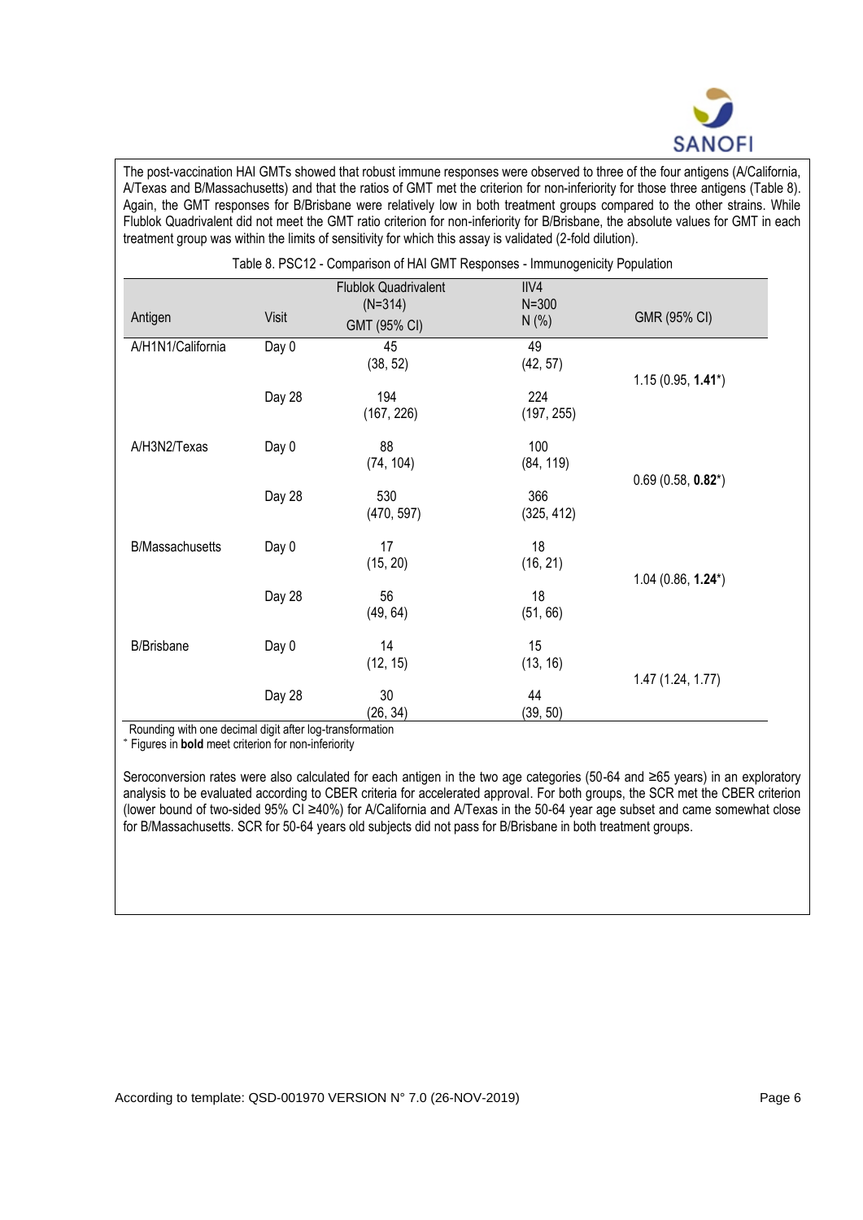The post-vaccination HAI GMTs showed that robust immune responses were observed to three of the four antigens (A/California, A/Texas and B/Massachusetts) and that the ratios of GMT met the criterion for non-inferiority for those three antigens (Table 8). Again, the GMT responses for B/Brisbane were relatively low in both treatment groups compared to the other strains. While Flublok Quadrivalent did not meet the GMT ratio criterion for non-inferiority for B/Brisbane, the absolute values for GMT in each treatment group was within the limits of sensitivity for which this assay is validated (2-fold dilution).

Table 8. PSC12 - Comparison of HAI GMT Responses - Immunogenicity Population

| Antigen | Visit | Flublok Quadrivalent (N=314) GMT (95% CI) | IIV4 N=300 N (%) | GMR (95% CI) |
|---|---|---|---|---|
| A/H1N1/California | Day 0 | 45 (38, 52) | 49 (42, 57) | 1.15 (0.95, **1.41***) |
| | Day 28 | 194 (167, 226) | 224 (197, 255) | |
| A/H3N2/Texas | Day 0 | 88 (74, 104) | 100 (84, 119) | 0.69 (0.58, **0.82***) |
| | Day 28 | 530 (470, 597) | 366 (325, 412) | |
| B/Massachusetts | Day 0 | 17 (15, 20) | 18 (16, 21) | 1.04 (0.86, **1.24***) |
| | Day 28 | 56 (49, 64) | 18 (51, 66) | |
| B/Brisbane | Day 0 | 14 (12, 15) | 15 (13, 16) | 1.47 (1.24, 1.77) |
| | Day 28 | 30 (26, 34) | 44 (39, 50) | |

Rounding with one decimal digit after log-transformation

* Figures in **bold** meet criterion for non-inferiority

Seroconversion rates were also calculated for each antigen in the two age categories (50-64 and ≥65 years) in an exploratory analysis to be evaluated according to CBER criteria for accelerated approval. For both groups, the SCR met the CBER criterion (lower bound of two-sided 95% CI ≥40%) for A/California and A/Texas in the 50-64 year age subset and came somewhat close for B/Massachusetts. SCR for 50-64 years old subjects did not pass for B/Brisbane in both treatment groups.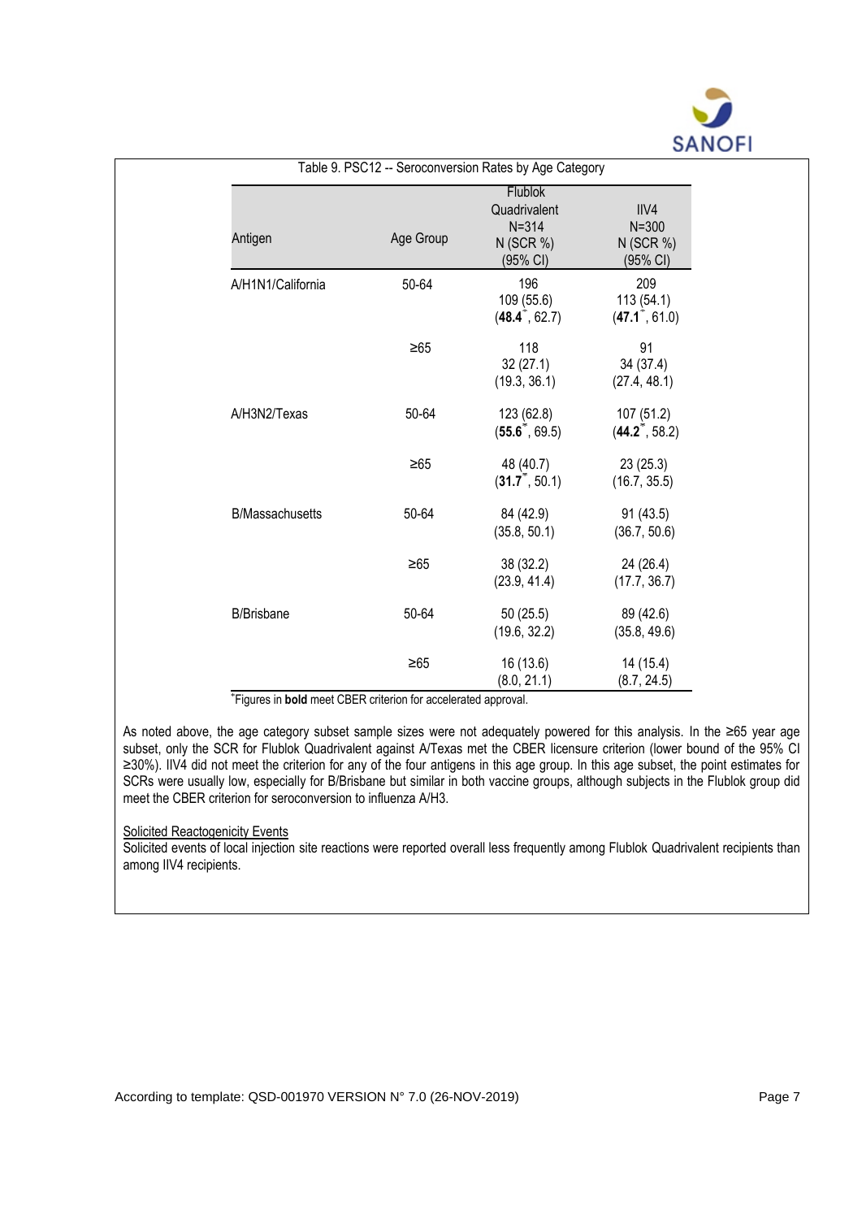Table 9. PSC12 -- Seroconversion Rates by Age Category

| Antigen | Age Group | Flublok Quadrivalent N=314 N (SCR %) (95% CI) | IIV4 N=300 N (SCR %) (95% CI) |
|---|---|---|---|
| A/H1N1/California | 50-64 | 196 109 (55.6) (**48.4**\*, 62.7) | 209 113 (54.1) (**47.1**\*, 61.0) |
| | ≥65 | 118 32 (27.1) (19.3, 36.1) | 91 34 (37.4) (27.4, 48.1) |
| A/H3N2/Texas | 50-64 | 123 (62.8) (**55.6**\*, 69.5) | 107 (51.2) (**44.2**\*, 58.2) |
| | ≥65 | 48 (40.7) (**31.7**\*, 50.1) | 23 (25.3) (16.7, 35.5) |
| B/Massachusetts | 50-64 | 84 (42.9) (35.8, 50.1) | 91 (43.5) (36.7, 50.6) |
| | ≥65 | 38 (32.2) (23.9, 41.4) | 24 (26.4) (17.7, 36.7) |
| B/Brisbane | 50-64 | 50 (25.5) (19.6, 32.2) | 89 (42.6) (35.8, 49.6) |
| | ≥65 | 16 (13.6) (8.0, 21.1) | 14 (15.4) (8.7, 24.5) |

\*Figures in **bold** meet CBER criterion for accelerated approval.

As noted above, the age category subset sample sizes were not adequately powered for this analysis. In the ≥65 year age subset, only the SCR for Flublok Quadrivalent against A/Texas met the CBER licensure criterion (lower bound of the 95% CI ≥30%). IIV4 did not meet the criterion for any of the four antigens in this age group. In this age subset, the point estimates for SCRs were usually low, especially for B/Brisbane but similar in both vaccine groups, although subjects in the Flublok group did meet the CBER criterion for seroconversion to influenza A/H3.

Solicited Reactogenicity Events

Solicited events of local injection site reactions were reported overall less frequently among Flublok Quadrivalent recipients than among IIV4 recipients.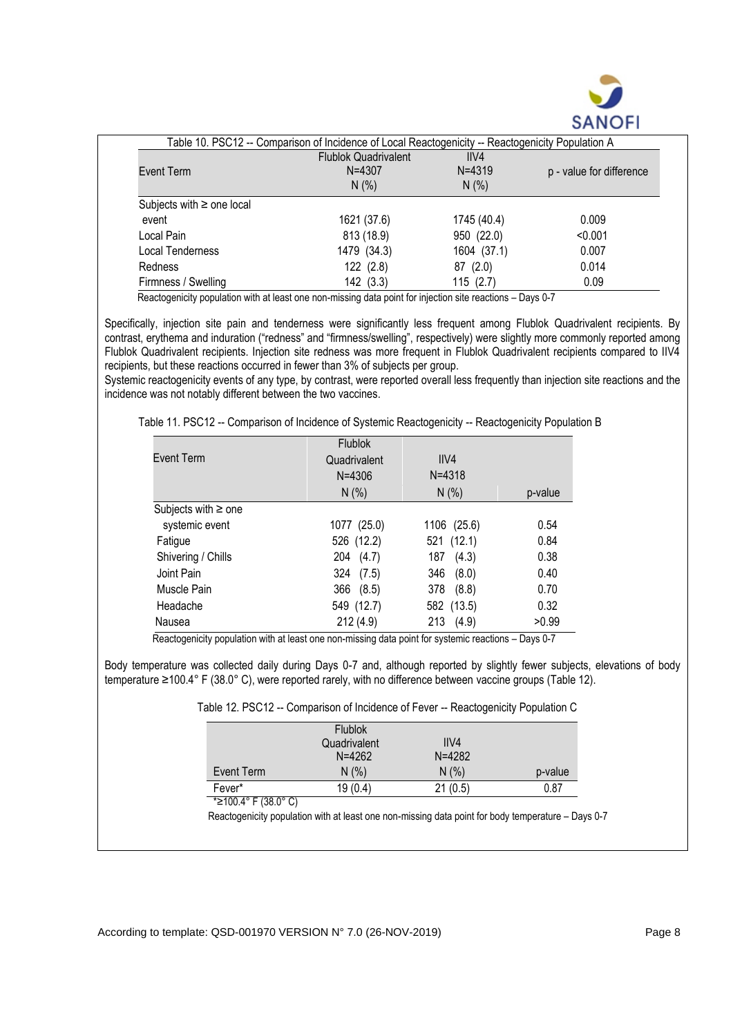Table 10. PSC12 -- Comparison of Incidence of Local Reactogenicity -- Reactogenicity Population A

| Event Term | Flublok Quadrivalent N=4307 N (%) | IIV4 N=4319 N (%) | p - value for difference |
|---|---|---|---|
| Subjects with ≥ one local event | 1621 (37.6) | 1745 (40.4) | 0.009 |
| Local Pain | 813 (18.9) | 950 (22.0) | <0.001 |
| Local Tenderness | 1479 (34.3) | 1604 (37.1) | 0.007 |
| Redness | 122 (2.8) | 87 (2.0) | 0.014 |
| Firmness / Swelling | 142 (3.3) | 115 (2.7) | 0.09 |

Reactogenicity population with at least one non-missing data point for injection site reactions – Days 0-7

Specifically, injection site pain and tenderness were significantly less frequent among Flublok Quadrivalent recipients. By contrast, erythema and induration ("redness" and "firmness/swelling", respectively) were slightly more commonly reported among Flublok Quadrivalent recipients. Injection site redness was more frequent in Flublok Quadrivalent recipients compared to IIV4 recipients, but these reactions occurred in fewer than 3% of subjects per group.
Systemic reactogenicity events of any type, by contrast, were reported overall less frequently than injection site reactions and the incidence was not notably different between the two vaccines.

Table 11. PSC12 -- Comparison of Incidence of Systemic Reactogenicity -- Reactogenicity Population B

| Event Term | Flublok Quadrivalent N=4306 N (%) | IIV4 N=4318 N (%) | p-value |
|---|---|---|---|
| Subjects with ≥ one systemic event | 1077 (25.0) | 1106 (25.6) | 0.54 |
| Fatigue | 526 (12.2) | 521 (12.1) | 0.84 |
| Shivering / Chills | 204 (4.7) | 187 (4.3) | 0.38 |
| Joint Pain | 324 (7.5) | 346 (8.0) | 0.40 |
| Muscle Pain | 366 (8.5) | 378 (8.8) | 0.70 |
| Headache | 549 (12.7) | 582 (13.5) | 0.32 |
| Nausea | 212 (4.9) | 213 (4.9) | >0.99 |

Reactogenicity population with at least one non-missing data point for systemic reactions – Days 0-7

Body temperature was collected daily during Days 0-7 and, although reported by slightly fewer subjects, elevations of body temperature ≥100.4° F (38.0° C), were reported rarely, with no difference between vaccine groups (Table 12).

Table 12. PSC12 -- Comparison of Incidence of Fever -- Reactogenicity Population C

| Event Term | Flublok Quadrivalent N=4262 N (%) | IIV4 N=4282 N (%) | p-value |
|---|---|---|---|
| Fever* | 19 (0.4) | 21 (0.5) | 0.87 |

*≥100.4° F (38.0° C)

Reactogenicity population with at least one non-missing data point for body temperature – Days 0-7

According to template: QSD-001970 VERSION N° 7.0 (26-NOV-2019)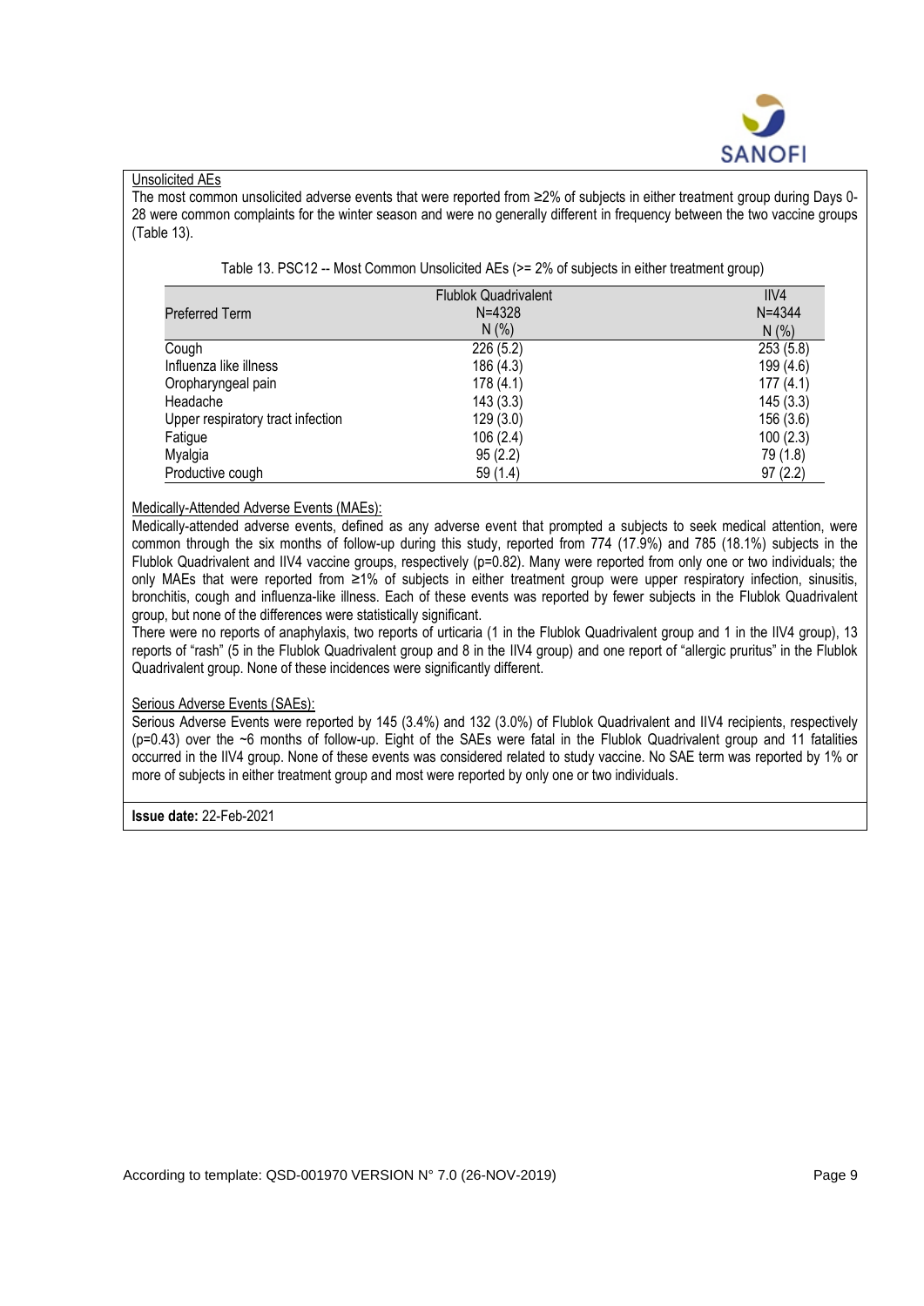Unsolicited AEs

The most common unsolicited adverse events that were reported from ≥2% of subjects in either treatment group during Days 0-28 were common complaints for the winter season and were no generally different in frequency between the two vaccine groups (Table 13).

Table 13. PSC12 -- Most Common Unsolicited AEs (>= 2% of subjects in either treatment group)

| Preferred Term | Flublok Quadrivalent<br>N=4328<br>N (%) | IIV4<br>N=4344<br>N (%) |
|---|---|---|
| Cough | 226 (5.2) | 253 (5.8) |
| Influenza like illness | 186 (4.3) | 199 (4.6) |
| Oropharyngeal pain | 178 (4.1) | 177 (4.1) |
| Headache | 143 (3.3) | 145 (3.3) |
| Upper respiratory tract infection | 129 (3.0) | 156 (3.6) |
| Fatigue | 106 (2.4) | 100 (2.3) |
| Myalgia | 95 (2.2) | 79 (1.8) |
| Productive cough | 59 (1.4) | 97 (2.2) |

Medically-Attended Adverse Events (MAEs):

Medically-attended adverse events, defined as any adverse event that prompted a subjects to seek medical attention, were common through the six months of follow-up during this study, reported from 774 (17.9%) and 785 (18.1%) subjects in the Flublok Quadrivalent and IIV4 vaccine groups, respectively (p=0.82). Many were reported from only one or two individuals; the only MAEs that were reported from ≥1% of subjects in either treatment group were upper respiratory infection, sinusitis, bronchitis, cough and influenza-like illness. Each of these events was reported by fewer subjects in the Flublok Quadrivalent group, but none of the differences were statistically significant.

There were no reports of anaphylaxis, two reports of urticaria (1 in the Flublok Quadrivalent group and 1 in the IIV4 group), 13 reports of "rash" (5 in the Flublok Quadrivalent group and 8 in the IIV4 group) and one report of "allergic pruritus" in the Flublok Quadrivalent group. None of these incidences were significantly different.

Serious Adverse Events (SAEs):

Serious Adverse Events were reported by 145 (3.4%) and 132 (3.0%) of Flublok Quadrivalent and IIV4 recipients, respectively (p=0.43) over the ~6 months of follow-up. Eight of the SAEs were fatal in the Flublok Quadrivalent group and 11 fatalities occurred in the IIV4 group. None of these events was considered related to study vaccine. No SAE term was reported by 1% or more of subjects in either treatment group and most were reported by only one or two individuals.

**Issue date:** 22-Feb-2021